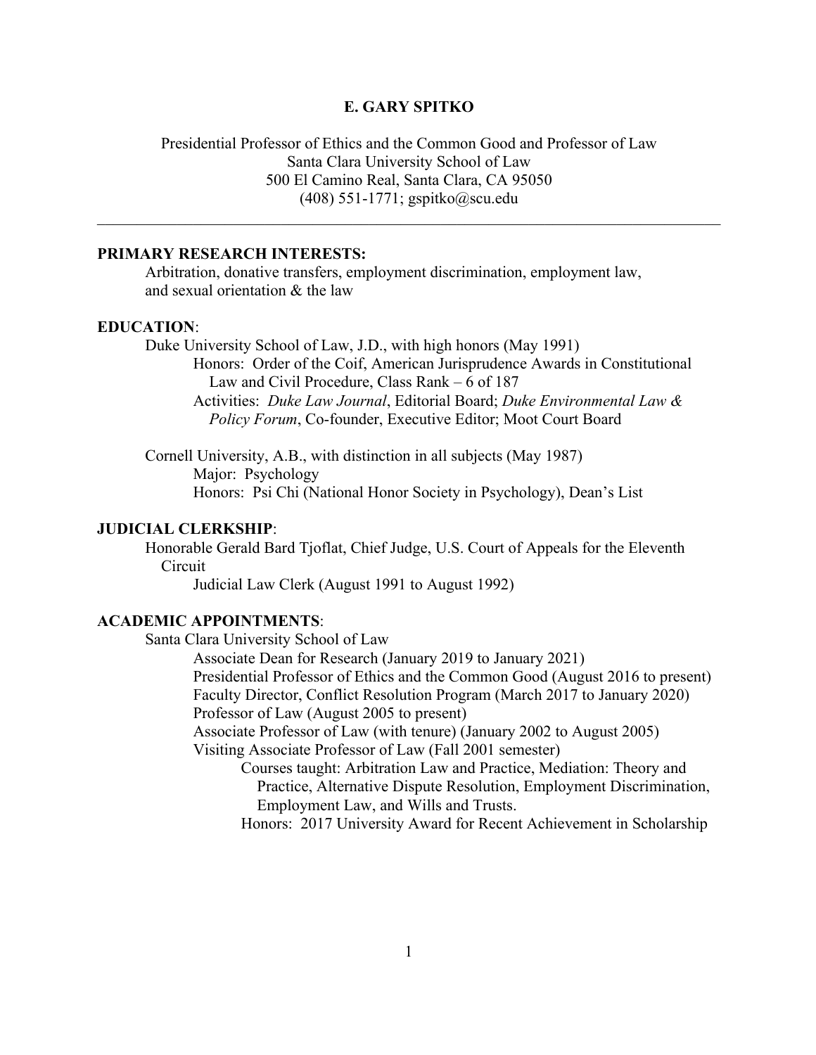# E. GARY SPITKO

Presidential Professor of Ethics and the Common Good and Professor of Law
Santa Clara University School of Law
500 El Camino Real, Santa Clara, CA 95050
(408) 551-1771; gspitko@scu.edu

---

## PRIMARY RESEARCH INTERESTS:

Arbitration, donative transfers, employment discrimination, employment law, and sexual orientation & the law

## EDUCATION:

Duke University School of Law, J.D., with high honors (May 1991)

- Honors: Order of the Coif, American Jurisprudence Awards in Constitutional Law and Civil Procedure, Class Rank – 6 of 187
- Activities: *Duke Law Journal*, Editorial Board; *Duke Environmental Law & Policy Forum*, Co-founder, Executive Editor; Moot Court Board

Cornell University, A.B., with distinction in all subjects (May 1987)

- Major: Psychology
- Honors: Psi Chi (National Honor Society in Psychology), Dean's List

## JUDICIAL CLERKSHIP:

Honorable Gerald Bard Tjoflat, Chief Judge, U.S. Court of Appeals for the Eleventh Circuit

- Judicial Law Clerk (August 1991 to August 1992)

## ACADEMIC APPOINTMENTS:

Santa Clara University School of Law

- Associate Dean for Research (January 2019 to January 2021)
- Presidential Professor of Ethics and the Common Good (August 2016 to present)
- Faculty Director, Conflict Resolution Program (March 2017 to January 2020)
- Professor of Law (August 2005 to present)
- Associate Professor of Law (with tenure) (January 2002 to August 2005)
- Visiting Associate Professor of Law (Fall 2001 semester)
  - Courses taught: Arbitration Law and Practice, Mediation: Theory and Practice, Alternative Dispute Resolution, Employment Discrimination, Employment Law, and Wills and Trusts.
  - Honors: 2017 University Award for Recent Achievement in Scholarship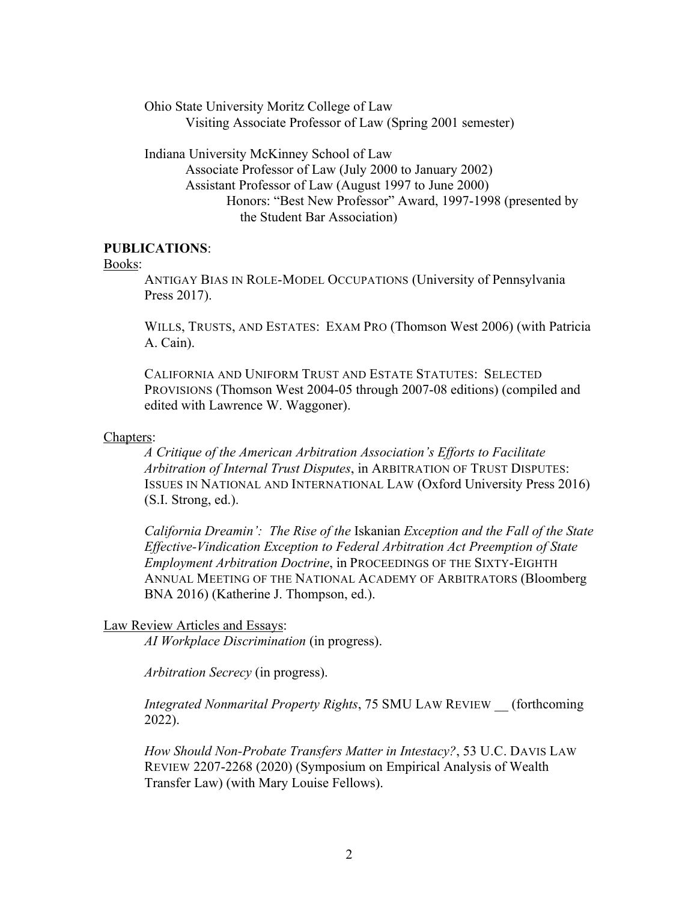Ohio State University Moritz College of Law
  Visiting Associate Professor of Law (Spring 2001 semester)

Indiana University McKinney School of Law
  Associate Professor of Law (July 2000 to January 2002)
  Assistant Professor of Law (August 1997 to June 2000)
    Honors: "Best New Professor" Award, 1997-1998 (presented by the Student Bar Association)

**PUBLICATIONS**:

Books:

ANTIGAY BIAS IN ROLE-MODEL OCCUPATIONS (University of Pennsylvania Press 2017).

WILLS, TRUSTS, AND ESTATES: EXAM PRO (Thomson West 2006) (with Patricia A. Cain).

CALIFORNIA AND UNIFORM TRUST AND ESTATE STATUTES: SELECTED PROVISIONS (Thomson West 2004-05 through 2007-08 editions) (compiled and edited with Lawrence W. Waggoner).

Chapters:

*A Critique of the American Arbitration Association's Efforts to Facilitate Arbitration of Internal Trust Disputes*, in ARBITRATION OF TRUST DISPUTES: ISSUES IN NATIONAL AND INTERNATIONAL LAW (Oxford University Press 2016) (S.I. Strong, ed.).

*California Dreamin': The Rise of the* Iskanian *Exception and the Fall of the State Effective-Vindication Exception to Federal Arbitration Act Preemption of State Employment Arbitration Doctrine*, in PROCEEDINGS OF THE SIXTY-EIGHTH ANNUAL MEETING OF THE NATIONAL ACADEMY OF ARBITRATORS (Bloomberg BNA 2016) (Katherine J. Thompson, ed.).

Law Review Articles and Essays:

*AI Workplace Discrimination* (in progress).

*Arbitration Secrecy* (in progress).

*Integrated Nonmarital Property Rights*, 75 SMU LAW REVIEW __ (forthcoming 2022).

*How Should Non-Probate Transfers Matter in Intestacy?*, 53 U.C. DAVIS LAW REVIEW 2207-2268 (2020) (Symposium on Empirical Analysis of Wealth Transfer Law) (with Mary Louise Fellows).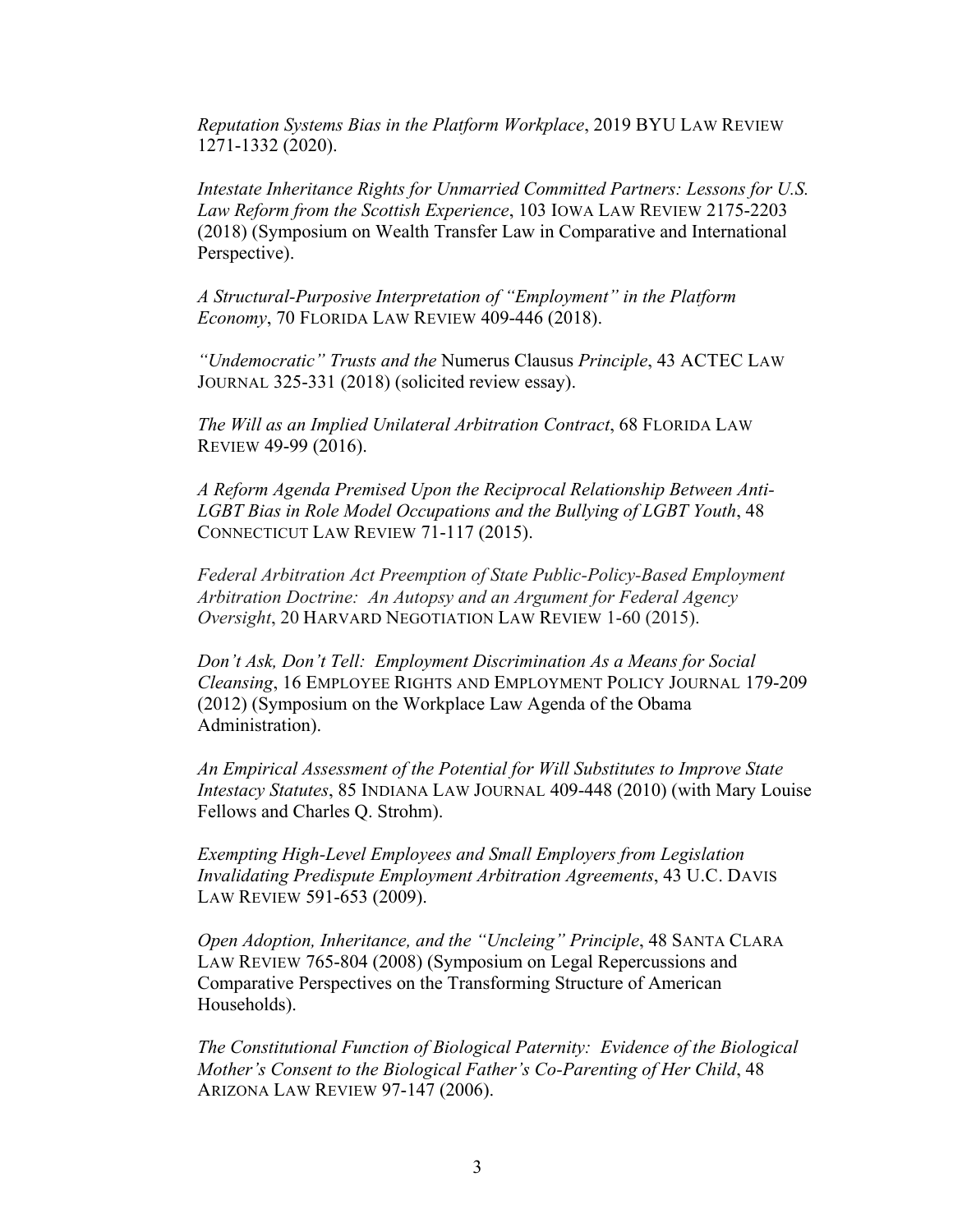*Reputation Systems Bias in the Platform Workplace*, 2019 BYU LAW REVIEW 1271-1332 (2020).

*Intestate Inheritance Rights for Unmarried Committed Partners: Lessons for U.S. Law Reform from the Scottish Experience*, 103 IOWA LAW REVIEW 2175-2203 (2018) (Symposium on Wealth Transfer Law in Comparative and International Perspective).

*A Structural-Purposive Interpretation of "Employment" in the Platform Economy*, 70 FLORIDA LAW REVIEW 409-446 (2018).

*"Undemocratic" Trusts and the* Numerus Clausus *Principle*, 43 ACTEC LAW JOURNAL 325-331 (2018) (solicited review essay).

*The Will as an Implied Unilateral Arbitration Contract*, 68 FLORIDA LAW REVIEW 49-99 (2016).

*A Reform Agenda Premised Upon the Reciprocal Relationship Between Anti-LGBT Bias in Role Model Occupations and the Bullying of LGBT Youth*, 48 CONNECTICUT LAW REVIEW 71-117 (2015).

*Federal Arbitration Act Preemption of State Public-Policy-Based Employment Arbitration Doctrine: An Autopsy and an Argument for Federal Agency Oversight*, 20 HARVARD NEGOTIATION LAW REVIEW 1-60 (2015).

*Don't Ask, Don't Tell: Employment Discrimination As a Means for Social Cleansing*, 16 EMPLOYEE RIGHTS AND EMPLOYMENT POLICY JOURNAL 179-209 (2012) (Symposium on the Workplace Law Agenda of the Obama Administration).

*An Empirical Assessment of the Potential for Will Substitutes to Improve State Intestacy Statutes*, 85 INDIANA LAW JOURNAL 409-448 (2010) (with Mary Louise Fellows and Charles Q. Strohm).

*Exempting High-Level Employees and Small Employers from Legislation Invalidating Predispute Employment Arbitration Agreements*, 43 U.C. DAVIS LAW REVIEW 591-653 (2009).

*Open Adoption, Inheritance, and the "Uncleing" Principle*, 48 SANTA CLARA LAW REVIEW 765-804 (2008) (Symposium on Legal Repercussions and Comparative Perspectives on the Transforming Structure of American Households).

*The Constitutional Function of Biological Paternity: Evidence of the Biological Mother's Consent to the Biological Father's Co-Parenting of Her Child*, 48 ARIZONA LAW REVIEW 97-147 (2006).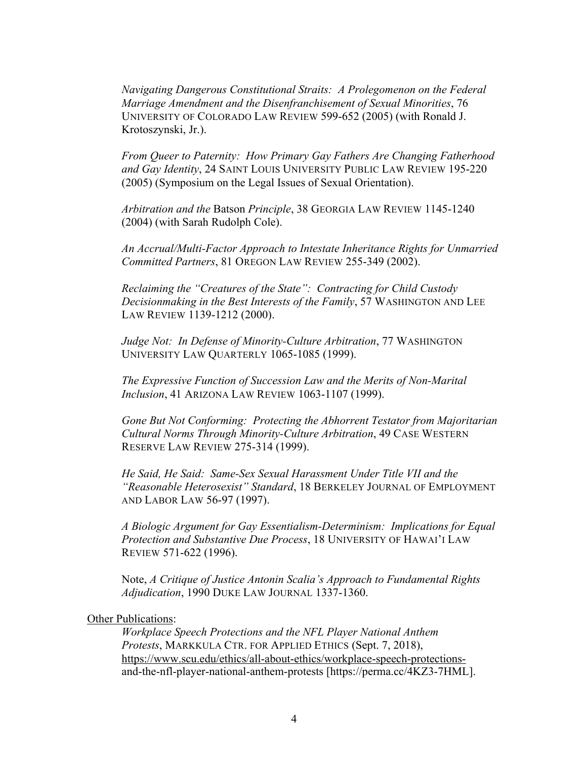*Navigating Dangerous Constitutional Straits: A Prolegomenon on the Federal Marriage Amendment and the Disenfranchisement of Sexual Minorities*, 76 UNIVERSITY OF COLORADO LAW REVIEW 599-652 (2005) (with Ronald J. Krotoszynski, Jr.).

*From Queer to Paternity: How Primary Gay Fathers Are Changing Fatherhood and Gay Identity*, 24 SAINT LOUIS UNIVERSITY PUBLIC LAW REVIEW 195-220 (2005) (Symposium on the Legal Issues of Sexual Orientation).

*Arbitration and the* Batson *Principle*, 38 GEORGIA LAW REVIEW 1145-1240 (2004) (with Sarah Rudolph Cole).

*An Accrual/Multi-Factor Approach to Intestate Inheritance Rights for Unmarried Committed Partners*, 81 OREGON LAW REVIEW 255-349 (2002).

*Reclaiming the "Creatures of the State": Contracting for Child Custody Decisionmaking in the Best Interests of the Family*, 57 WASHINGTON AND LEE LAW REVIEW 1139-1212 (2000).

*Judge Not: In Defense of Minority-Culture Arbitration*, 77 WASHINGTON UNIVERSITY LAW QUARTERLY 1065-1085 (1999).

*The Expressive Function of Succession Law and the Merits of Non-Marital Inclusion*, 41 ARIZONA LAW REVIEW 1063-1107 (1999).

*Gone But Not Conforming: Protecting the Abhorrent Testator from Majoritarian Cultural Norms Through Minority-Culture Arbitration*, 49 CASE WESTERN RESERVE LAW REVIEW 275-314 (1999).

*He Said, He Said: Same-Sex Sexual Harassment Under Title VII and the "Reasonable Heterosexist" Standard*, 18 BERKELEY JOURNAL OF EMPLOYMENT AND LABOR LAW 56-97 (1997).

*A Biologic Argument for Gay Essentialism-Determinism: Implications for Equal Protection and Substantive Due Process*, 18 UNIVERSITY OF HAWAI'I LAW REVIEW 571-622 (1996).

Note, *A Critique of Justice Antonin Scalia's Approach to Fundamental Rights Adjudication*, 1990 DUKE LAW JOURNAL 1337-1360.

<u>Other Publications</u>:

*Workplace Speech Protections and the NFL Player National Anthem Protests*, MARKKULA CTR. FOR APPLIED ETHICS (Sept. 7, 2018), https://www.scu.edu/ethics/all-about-ethics/workplace-speech-protections-and-the-nfl-player-national-anthem-protests [https://perma.cc/4KZ3-7HML].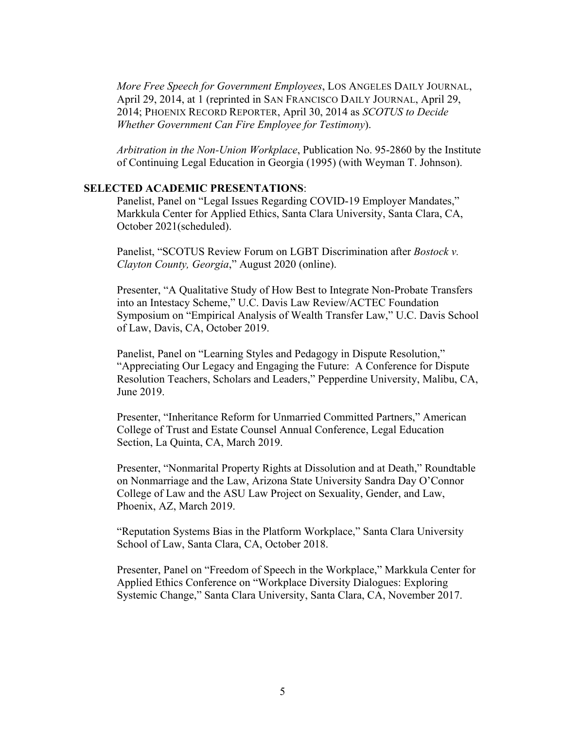*More Free Speech for Government Employees*, LOS ANGELES DAILY JOURNAL, April 29, 2014, at 1 (reprinted in SAN FRANCISCO DAILY JOURNAL, April 29, 2014; PHOENIX RECORD REPORTER, April 30, 2014 as *SCOTUS to Decide Whether Government Can Fire Employee for Testimony*).

*Arbitration in the Non-Union Workplace*, Publication No. 95-2860 by the Institute of Continuing Legal Education in Georgia (1995) (with Weyman T. Johnson).

**SELECTED ACADEMIC PRESENTATIONS**:

Panelist, Panel on "Legal Issues Regarding COVID-19 Employer Mandates," Markkula Center for Applied Ethics, Santa Clara University, Santa Clara, CA, October 2021(scheduled).

Panelist, "SCOTUS Review Forum on LGBT Discrimination after *Bostock v. Clayton County, Georgia*," August 2020 (online).

Presenter, "A Qualitative Study of How Best to Integrate Non-Probate Transfers into an Intestacy Scheme," U.C. Davis Law Review/ACTEC Foundation Symposium on "Empirical Analysis of Wealth Transfer Law," U.C. Davis School of Law, Davis, CA, October 2019.

Panelist, Panel on "Learning Styles and Pedagogy in Dispute Resolution," "Appreciating Our Legacy and Engaging the Future: A Conference for Dispute Resolution Teachers, Scholars and Leaders," Pepperdine University, Malibu, CA, June 2019.

Presenter, "Inheritance Reform for Unmarried Committed Partners," American College of Trust and Estate Counsel Annual Conference, Legal Education Section, La Quinta, CA, March 2019.

Presenter, "Nonmarital Property Rights at Dissolution and at Death," Roundtable on Nonmarriage and the Law, Arizona State University Sandra Day O'Connor College of Law and the ASU Law Project on Sexuality, Gender, and Law, Phoenix, AZ, March 2019.

"Reputation Systems Bias in the Platform Workplace," Santa Clara University School of Law, Santa Clara, CA, October 2018.

Presenter, Panel on "Freedom of Speech in the Workplace," Markkula Center for Applied Ethics Conference on "Workplace Diversity Dialogues: Exploring Systemic Change," Santa Clara University, Santa Clara, CA, November 2017.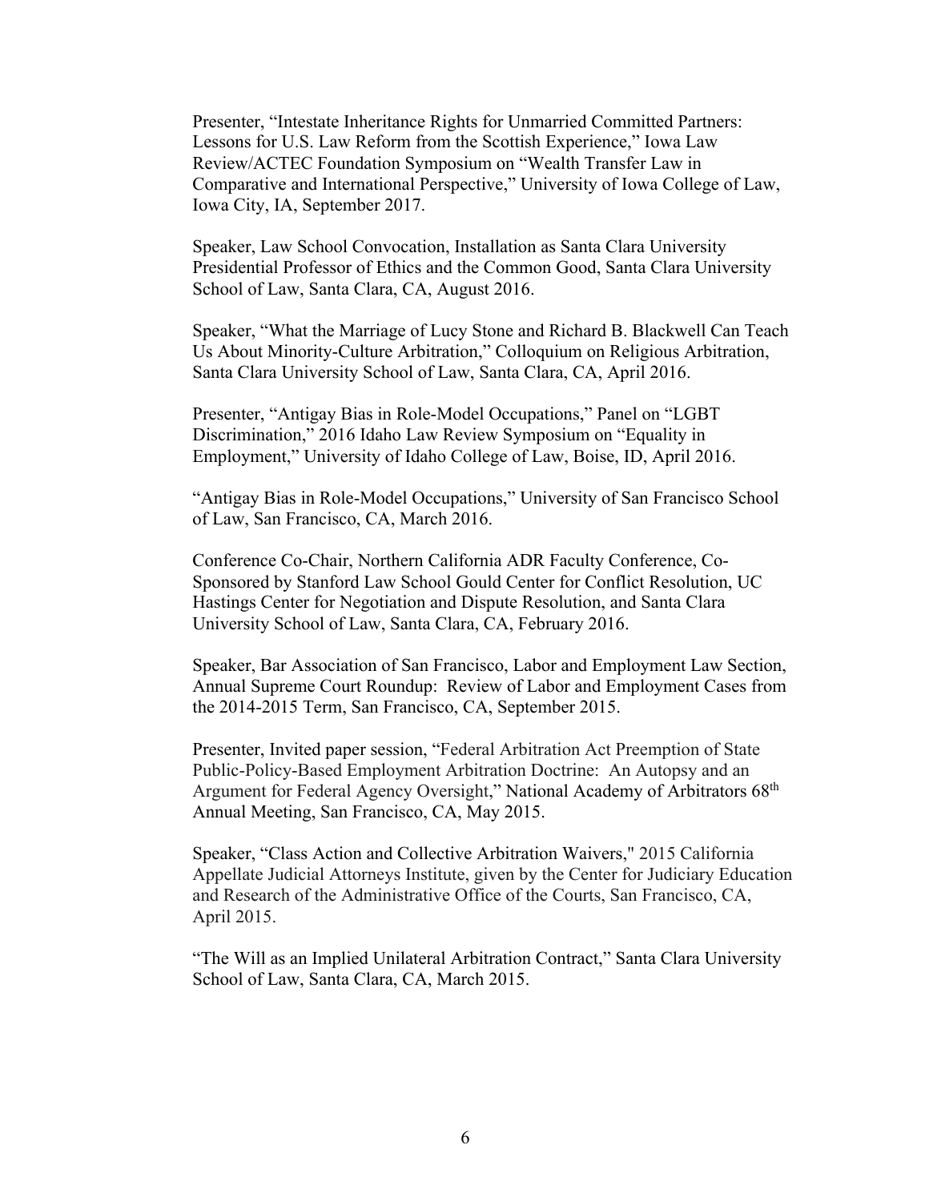Presenter, "Intestate Inheritance Rights for Unmarried Committed Partners: Lessons for U.S. Law Reform from the Scottish Experience," Iowa Law Review/ACTEC Foundation Symposium on "Wealth Transfer Law in Comparative and International Perspective," University of Iowa College of Law, Iowa City, IA, September 2017.

Speaker, Law School Convocation, Installation as Santa Clara University Presidential Professor of Ethics and the Common Good, Santa Clara University School of Law, Santa Clara, CA, August 2016.

Speaker, "What the Marriage of Lucy Stone and Richard B. Blackwell Can Teach Us About Minority-Culture Arbitration," Colloquium on Religious Arbitration, Santa Clara University School of Law, Santa Clara, CA, April 2016.

Presenter, "Antigay Bias in Role-Model Occupations," Panel on "LGBT Discrimination," 2016 Idaho Law Review Symposium on "Equality in Employment," University of Idaho College of Law, Boise, ID, April 2016.

"Antigay Bias in Role-Model Occupations," University of San Francisco School of Law, San Francisco, CA, March 2016.

Conference Co-Chair, Northern California ADR Faculty Conference, Co-Sponsored by Stanford Law School Gould Center for Conflict Resolution, UC Hastings Center for Negotiation and Dispute Resolution, and Santa Clara University School of Law, Santa Clara, CA, February 2016.

Speaker, Bar Association of San Francisco, Labor and Employment Law Section, Annual Supreme Court Roundup: Review of Labor and Employment Cases from the 2014-2015 Term, San Francisco, CA, September 2015.

Presenter, Invited paper session, "Federal Arbitration Act Preemption of State Public-Policy-Based Employment Arbitration Doctrine: An Autopsy and an Argument for Federal Agency Oversight," National Academy of Arbitrators 68th Annual Meeting, San Francisco, CA, May 2015.

Speaker, "Class Action and Collective Arbitration Waivers," 2015 California Appellate Judicial Attorneys Institute, given by the Center for Judiciary Education and Research of the Administrative Office of the Courts, San Francisco, CA, April 2015.

"The Will as an Implied Unilateral Arbitration Contract," Santa Clara University School of Law, Santa Clara, CA, March 2015.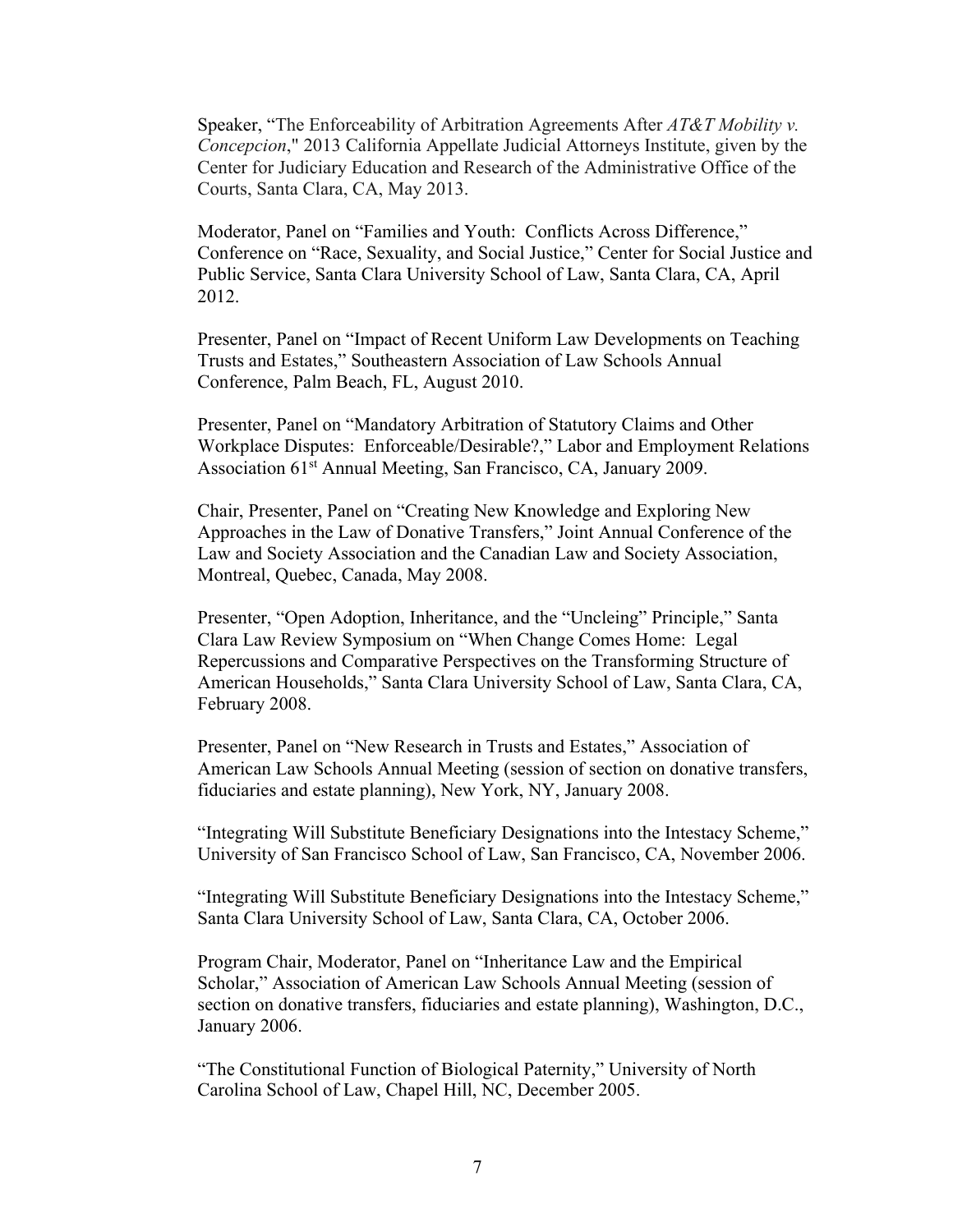Speaker, "The Enforceability of Arbitration Agreements After *AT&T Mobility v. Concepcion*," 2013 California Appellate Judicial Attorneys Institute, given by the Center for Judiciary Education and Research of the Administrative Office of the Courts, Santa Clara, CA, May 2013.

Moderator, Panel on "Families and Youth: Conflicts Across Difference," Conference on "Race, Sexuality, and Social Justice," Center for Social Justice and Public Service, Santa Clara University School of Law, Santa Clara, CA, April 2012.

Presenter, Panel on "Impact of Recent Uniform Law Developments on Teaching Trusts and Estates," Southeastern Association of Law Schools Annual Conference, Palm Beach, FL, August 2010.

Presenter, Panel on "Mandatory Arbitration of Statutory Claims and Other Workplace Disputes: Enforceable/Desirable?," Labor and Employment Relations Association 61st Annual Meeting, San Francisco, CA, January 2009.

Chair, Presenter, Panel on "Creating New Knowledge and Exploring New Approaches in the Law of Donative Transfers," Joint Annual Conference of the Law and Society Association and the Canadian Law and Society Association, Montreal, Quebec, Canada, May 2008.

Presenter, "Open Adoption, Inheritance, and the "Uncleing" Principle," Santa Clara Law Review Symposium on "When Change Comes Home: Legal Repercussions and Comparative Perspectives on the Transforming Structure of American Households," Santa Clara University School of Law, Santa Clara, CA, February 2008.

Presenter, Panel on "New Research in Trusts and Estates," Association of American Law Schools Annual Meeting (session of section on donative transfers, fiduciaries and estate planning), New York, NY, January 2008.

"Integrating Will Substitute Beneficiary Designations into the Intestacy Scheme," University of San Francisco School of Law, San Francisco, CA, November 2006.

"Integrating Will Substitute Beneficiary Designations into the Intestacy Scheme," Santa Clara University School of Law, Santa Clara, CA, October 2006.

Program Chair, Moderator, Panel on "Inheritance Law and the Empirical Scholar," Association of American Law Schools Annual Meeting (session of section on donative transfers, fiduciaries and estate planning), Washington, D.C., January 2006.

"The Constitutional Function of Biological Paternity," University of North Carolina School of Law, Chapel Hill, NC, December 2005.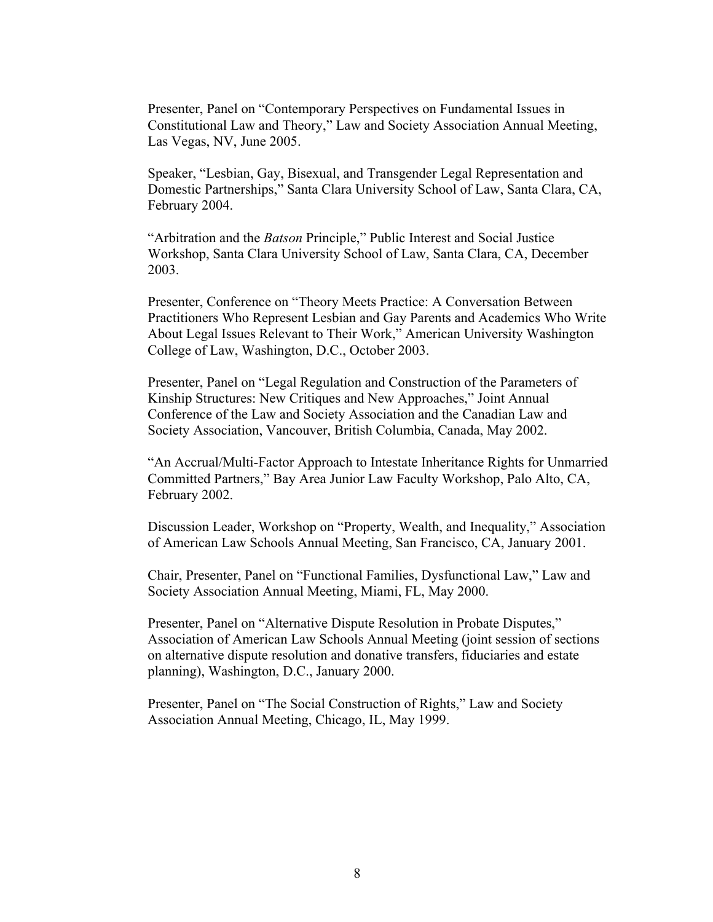Presenter, Panel on "Contemporary Perspectives on Fundamental Issues in Constitutional Law and Theory," Law and Society Association Annual Meeting, Las Vegas, NV, June 2005.

Speaker, "Lesbian, Gay, Bisexual, and Transgender Legal Representation and Domestic Partnerships," Santa Clara University School of Law, Santa Clara, CA, February 2004.

"Arbitration and the *Batson* Principle," Public Interest and Social Justice Workshop, Santa Clara University School of Law, Santa Clara, CA, December 2003.

Presenter, Conference on "Theory Meets Practice: A Conversation Between Practitioners Who Represent Lesbian and Gay Parents and Academics Who Write About Legal Issues Relevant to Their Work," American University Washington College of Law, Washington, D.C., October 2003.

Presenter, Panel on "Legal Regulation and Construction of the Parameters of Kinship Structures: New Critiques and New Approaches," Joint Annual Conference of the Law and Society Association and the Canadian Law and Society Association, Vancouver, British Columbia, Canada, May 2002.

"An Accrual/Multi-Factor Approach to Intestate Inheritance Rights for Unmarried Committed Partners," Bay Area Junior Law Faculty Workshop, Palo Alto, CA, February 2002.

Discussion Leader, Workshop on "Property, Wealth, and Inequality," Association of American Law Schools Annual Meeting, San Francisco, CA, January 2001.

Chair, Presenter, Panel on "Functional Families, Dysfunctional Law," Law and Society Association Annual Meeting, Miami, FL, May 2000.

Presenter, Panel on "Alternative Dispute Resolution in Probate Disputes," Association of American Law Schools Annual Meeting (joint session of sections on alternative dispute resolution and donative transfers, fiduciaries and estate planning), Washington, D.C., January 2000.

Presenter, Panel on "The Social Construction of Rights," Law and Society Association Annual Meeting, Chicago, IL, May 1999.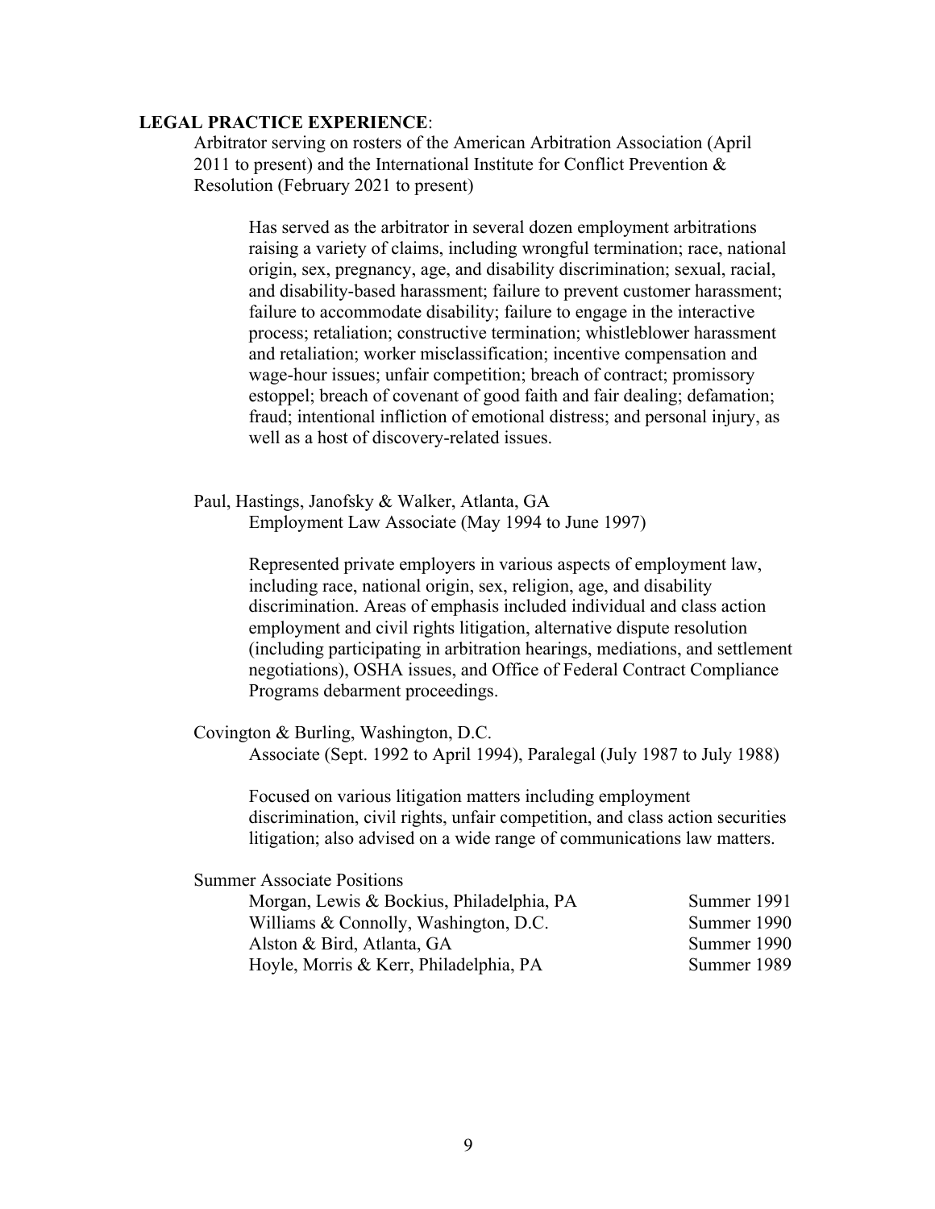**LEGAL PRACTICE EXPERIENCE**:

Arbitrator serving on rosters of the American Arbitration Association (April 2011 to present) and the International Institute for Conflict Prevention & Resolution (February 2021 to present)

Has served as the arbitrator in several dozen employment arbitrations raising a variety of claims, including wrongful termination; race, national origin, sex, pregnancy, age, and disability discrimination; sexual, racial, and disability-based harassment; failure to prevent customer harassment; failure to accommodate disability; failure to engage in the interactive process; retaliation; constructive termination; whistleblower harassment and retaliation; worker misclassification; incentive compensation and wage-hour issues; unfair competition; breach of contract; promissory estoppel; breach of covenant of good faith and fair dealing; defamation; fraud; intentional infliction of emotional distress; and personal injury, as well as a host of discovery-related issues.

Paul, Hastings, Janofsky & Walker, Atlanta, GA
Employment Law Associate (May 1994 to June 1997)

Represented private employers in various aspects of employment law, including race, national origin, sex, religion, age, and disability discrimination. Areas of emphasis included individual and class action employment and civil rights litigation, alternative dispute resolution (including participating in arbitration hearings, mediations, and settlement negotiations), OSHA issues, and Office of Federal Contract Compliance Programs debarment proceedings.

Covington & Burling, Washington, D.C.
Associate (Sept. 1992 to April 1994), Paralegal (July 1987 to July 1988)

Focused on various litigation matters including employment discrimination, civil rights, unfair competition, and class action securities litigation; also advised on a wide range of communications law matters.

Summer Associate Positions

| | |
|---|---|
| Morgan, Lewis & Bockius, Philadelphia, PA | Summer 1991 |
| Williams & Connolly, Washington, D.C. | Summer 1990 |
| Alston & Bird, Atlanta, GA | Summer 1990 |
| Hoyle, Morris & Kerr, Philadelphia, PA | Summer 1989 |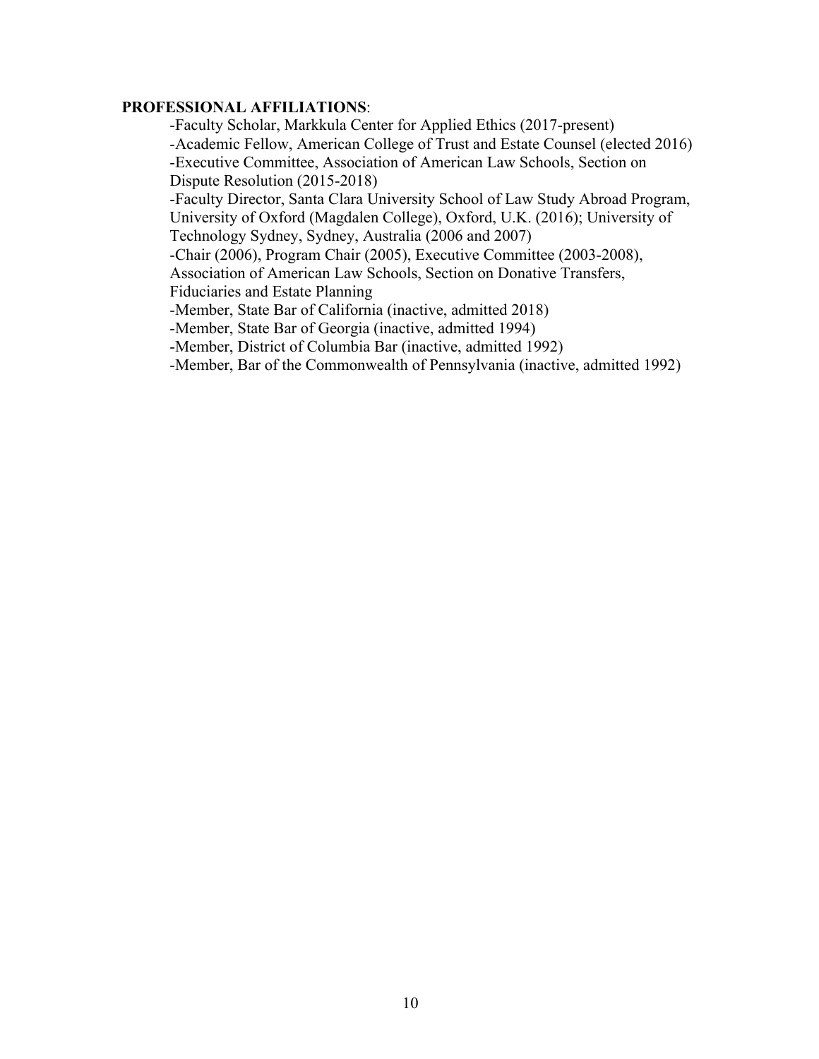**PROFESSIONAL AFFILIATIONS**:

-Faculty Scholar, Markkula Center for Applied Ethics (2017-present)
-Academic Fellow, American College of Trust and Estate Counsel (elected 2016)
-Executive Committee, Association of American Law Schools, Section on Dispute Resolution (2015-2018)
-Faculty Director, Santa Clara University School of Law Study Abroad Program, University of Oxford (Magdalen College), Oxford, U.K. (2016); University of Technology Sydney, Sydney, Australia (2006 and 2007)
-Chair (2006), Program Chair (2005), Executive Committee (2003-2008), Association of American Law Schools, Section on Donative Transfers, Fiduciaries and Estate Planning
-Member, State Bar of California (inactive, admitted 2018)
-Member, State Bar of Georgia (inactive, admitted 1994)
-Member, District of Columbia Bar (inactive, admitted 1992)
-Member, Bar of the Commonwealth of Pennsylvania (inactive, admitted 1992)